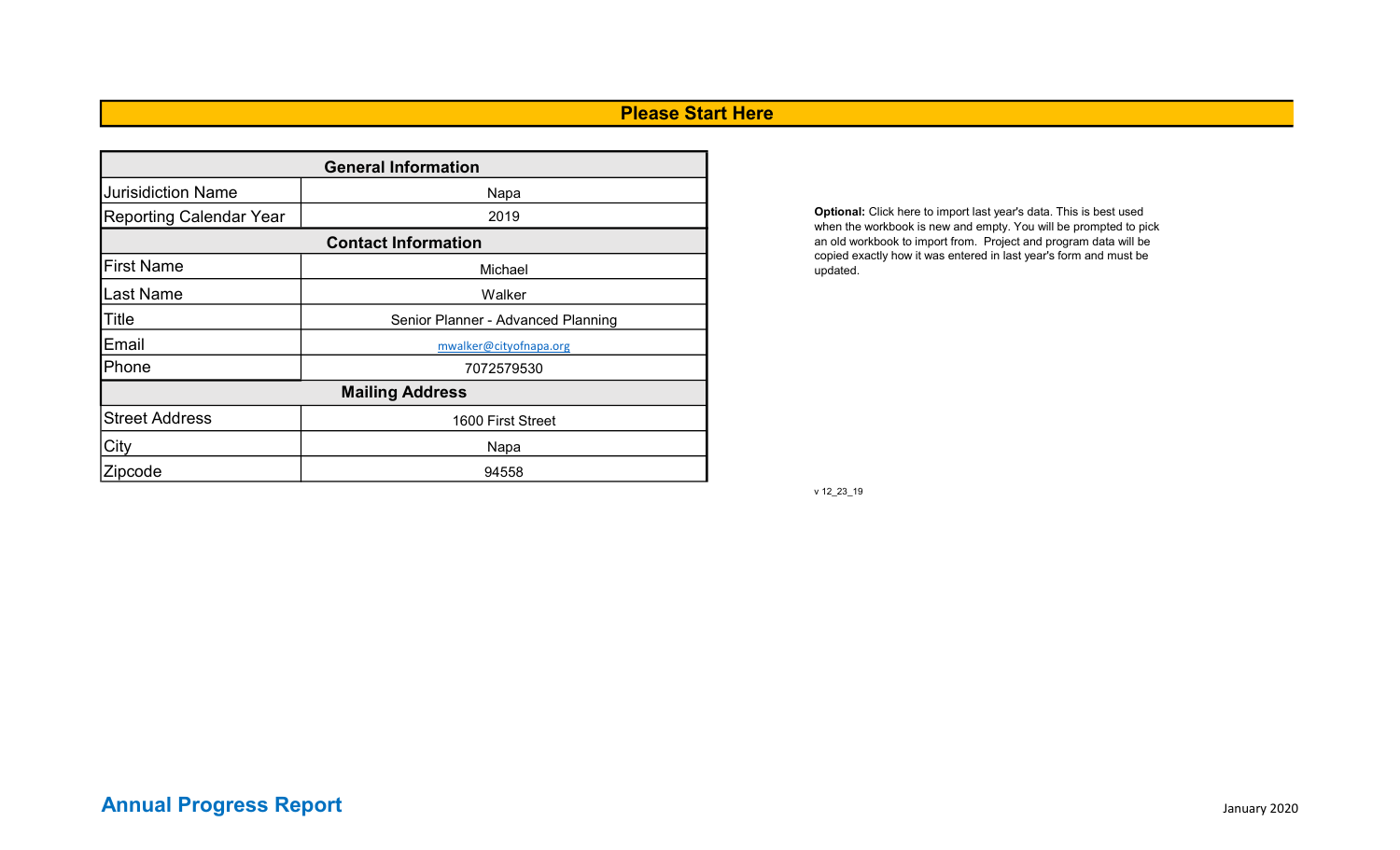## Please Start Here

| General Information | |
|---|---|
| Jurisidiction Name | Napa |
| Reporting Calendar Year | 2019 |
| **Contact Information** | |
| First Name | Michael |
| Last Name | Walker |
| Title | Senior Planner - Advanced Planning |
| Email | mwalker@cityofnapa.org |
| Phone | 7072579530 |
| **Mailing Address** | |
| Street Address | 1600 First Street |
| City | Napa |
| Zipcode | 94558 |

**Optional:** Click here to import last year's data. This is best used when the workbook is new and empty. You will be prompted to pick an old workbook to import from. Project and program data will be copied exactly how it was entered in last year's form and must be updated.

v 12_23_19

**Annual Progress Report**

January 2020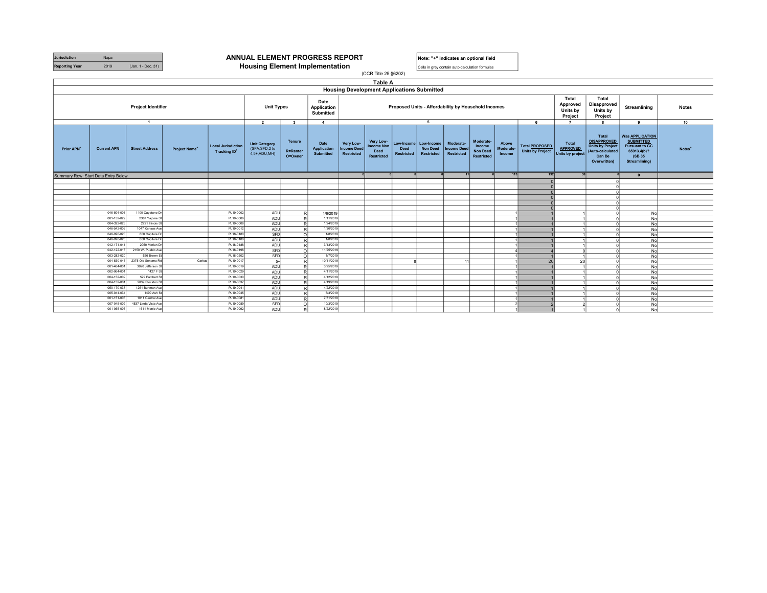| Jurisdiction | Napa | |
|---|---|---|
| Reporting Year | 2019 | (Jan. 1 - Dec. 31) |

# ANNUAL ELEMENT PROGRESS REPORT
## Housing Element Implementation

(CCR Title 25 §6202)

Note: "+" indicates an optional field

Cells in grey contain auto-calculation formulas

### Table A
### Housing Development Applications Submitted

| Project Identifier | | | | | Unit Types | | Date Application Submitted | Proposed Units - Affordability by Household Incomes | | | | | | | | Total Approved Units by Project | Total Disapproved Units by Project | Streamlining | Notes |
|---|---|---|---|---|---|---|---|---|---|---|---|---|---|---|---|---|---|---|---|
| 1 | | | | | 2 | 3 | 4 | 5 | | | | | | | 6 | 7 | 8 | 9 | 10 |
| Prior APN+ | Current APN | Street Address | Project Name+ | Local Jurisdiction Tracking ID+ | Unit Category (SFA,SFD,2 to 4,5+,ADU,MH) | Tenure R=Renter O=Owner | Date Application Submitted | Very Low-Income Deed Restricted | Very Low-Income Non Deed Restricted | Low-Income Deed Restricted | Low-Income Non Deed Restricted | Moderate-Income Deed Restricted | Moderate-Income Non Deed Restricted | Above Moderate-Income | Total PROPOSED Units by Project | Total APPROVED Units by project | Total DISAPPROVED Units by Project (Auto-calculated Can Be Overwritten) | Was APPLICATION SUBMITTED Pursuant to GC 65913.4(b)? (SB 35 Streamlining) | Notes+ |
| Summary Row: Start Data Entry Below | | | | | | | | 0 | 0 | 8 | 0 | 11 | 0 | 113 | 132 | 38 | 0 | 0 | |
| | | | | | | | | | | | | | | | 0 | | 0 | | |
| | | | | | | | | | | | | | | | 0 | | 0 | | |
| | | | | | | | | | | | | | | | 0 | | 0 | | |
| | | | | | | | | | | | | | | | 0 | | 0 | | |
| | | | | | | | | | | | | | | | 0 | | 0 | | |
| | | | | | | | | | | | | | | | 0 | | 0 | | |
| | 046-504-001 | 1100 Cayetano Dr | | PL19-0002 | ADU | R | 1/9/2019 | | | | | | | 1 | 1 | 1 | 0 | No | |
| | 001-152-029 | 2387 Yajome St | | PL19-0006 | ADU | R | 1/11/2019 | | | | | | | 1 | 1 | 1 | 0 | No | |
| | 004-322-023 | 2721 Illinois St | | PL19-0008 | ADU | R | 1/24/2019 | | | | | | | 1 | 1 | 1 | 0 | No | |
| | 046-542-003 | 1047 Kansas Ave | | PL19-0012 | ADU | R | 1/30/2019 | | | | | | | 1 | 1 | 1 | 0 | No | |
| | 046-020-020 | 808 Capitola Dr | | PL18-0180 | SFD | O | 1/8/2019 | | | | | | | 1 | 1 | 1 | 0 | No | |
| | 046-020-020 | 808 Capitola Dr | | PL18-0180 | ADU | R | 1/8/2019 | | | | | | | 1 | 1 | 1 | 0 | No | |
| | 042-171-041 | 2050 Morlan Dr | | PL18-0188 | ADU | R | 3/13/2019 | | | | | | | 1 | 1 | 1 | 0 | No | |
| | 042-122-015 | 2150 W. Pueblo Ave | | PL18-0198 | SFD | O | 11/25/2019 | | | | | | | 4 | 4 | 0 | 0 | No | |
| | 003-282-020 | 526 Brown St | | PL18-0202 | SFD | O | 1/7/2019 | | | | | | | 1 | 1 | 1 | 0 | No | |
| | 004-530-045 | 2375 Old Sonoma Rd | Caritas | PL19-0017 | 5+ | R | 10/11/2019 | | | 8 | | 11 | | 1 | 20 | 20 | 0 | No | |
| | 001-484-001 | 3690 Jefferson St | | PL19-0019 | ADU | R | 3/25/2019 | | | | | | | 1 | 1 | 1 | 0 | No | |
| | 002-064-001 | 1427 F St | | PL19-0029 | ADU | R | 4/11/2019 | | | | | | | 1 | 1 | 1 | 0 | No | |
| | 004-152-009 | 529 Patchett St | | PL19-0030 | ADU | R | 4/12/2019 | | | | | | | 1 | 1 | 1 | 0 | No | |
| | 004-152-001 | 2039 Stockton St | | PL19-0037 | ADU | R | 4/19/2019 | | | | | | | 1 | 1 | 1 | 0 | No | |
| | 050-170-037 | 1261 Buhman Ave | | PL19-0041 | ADU | R | 4/22/2019 | | | | | | | 1 | 1 | 1 | 0 | No | |
| | 005-044-034 | 1490 Ash St | | PL19-0045 | ADU | R | 5/3/2019 | | | | | | | 1 | 1 | 1 | 0 | No | |
| | 001-151-003 | 1011 Central Ave | | PL19-0081 | ADU | R | 7/31/2019 | | | | | | | 1 | 1 | 1 | 0 | No | |
| | 007-045-002 | 4537 Linda Vista Ave | | PL19-0089 | SFD | O | 10/3/2019 | | | | | | | 2 | 2 | 2 | 0 | No | |
| | 001-065-006 | 1611 Menlo Ave | | PL19-0092 | ADU | R | 8/22/2019 | | | | | | | 1 | 1 | 1 | 0 | No | |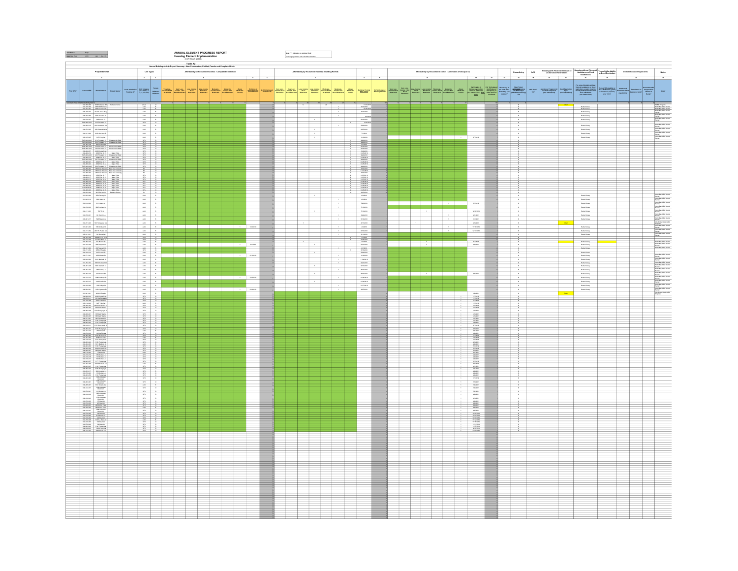# ANNUAL ELEMENT PROGRESS REPORT

## Housing Element Implementation

(CCR Title 25 §6202)

Note: "+" indicates an optional field

Cells in grey contain auto-calculation formulas

## Table A2

### Annual Building Activity Report Summary - New Construction, Entitled, Permits and Completed Units

| Project Identifier | Unit Types | Affordability by Household Incomes - Completed Entitlement | Affordability by Household Incomes - Building Permits | Affordability by Household Incomes - Certificate of Occupancy | Streamlining | Infill | Housing with Financial Assistance and/or Deed Restrictions | Housing without Financial Assistance or Deed Restrictions | Term of Affordability or Deed Restriction | Demolished/Destroyed Units | Notes |
|---|---|---|---|---|---|---|---|---|---|---|---|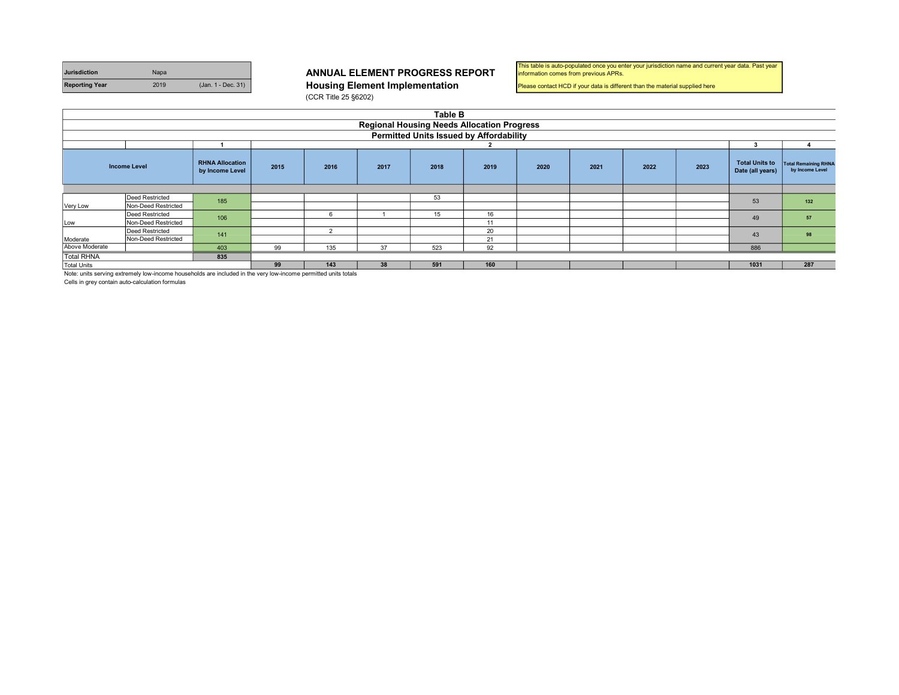| Jurisdiction | Napa | |
|---|---|---|
| Reporting Year | 2019 | (Jan. 1 - Dec. 31) |

# ANNUAL ELEMENT PROGRESS REPORT
## Housing Element Implementation
(CCR Title 25 §6202)

This table is auto-populated once you enter your jurisdiction name and current year data. Past year information comes from previous APRs.

Please contact HCD if your data is different than the material supplied here

### Table B
### Regional Housing Needs Allocation Progress
### Permitted Units Issued by Affordability

| | | 1 | 2 | | | | | | | | | 3 | 4 |
|---|---|---|---|---|---|---|---|---|---|---|---|---|---|
| Income Level | | RHNA Allocation by Income Level | 2015 | 2016 | 2017 | 2018 | 2019 | 2020 | 2021 | 2022 | 2023 | Total Units to Date (all years) | Total Remaining RHNA by Income Level |
| Very Low | Deed Restricted | 185 | | | | 53 | | | | | | 53 | 132 |
| | Non-Deed Restricted | | | | | | | | | | | | |
| Low | Deed Restricted | 106 | | 6 | 1 | 15 | 16 | | | | | 49 | 57 |
| | Non-Deed Restricted | | | | | | 11 | | | | | | |
| Moderate | Deed Restricted | 141 | | 2 | | | 20 | | | | | 43 | 98 |
| | Non-Deed Restricted | | | | | | 21 | | | | | | |
| Above Moderate | | 403 | 99 | 135 | 37 | 523 | 92 | | | | | 886 | |
| Total RHNA | | 835 | | | | | | | | | | | |
| Total Units | | | 99 | 143 | 38 | 591 | 160 | | | | | 1031 | 287 |

Note: units serving extremely low-income households are included in the very low-income permitted units totals

Cells in grey contain auto-calculation formulas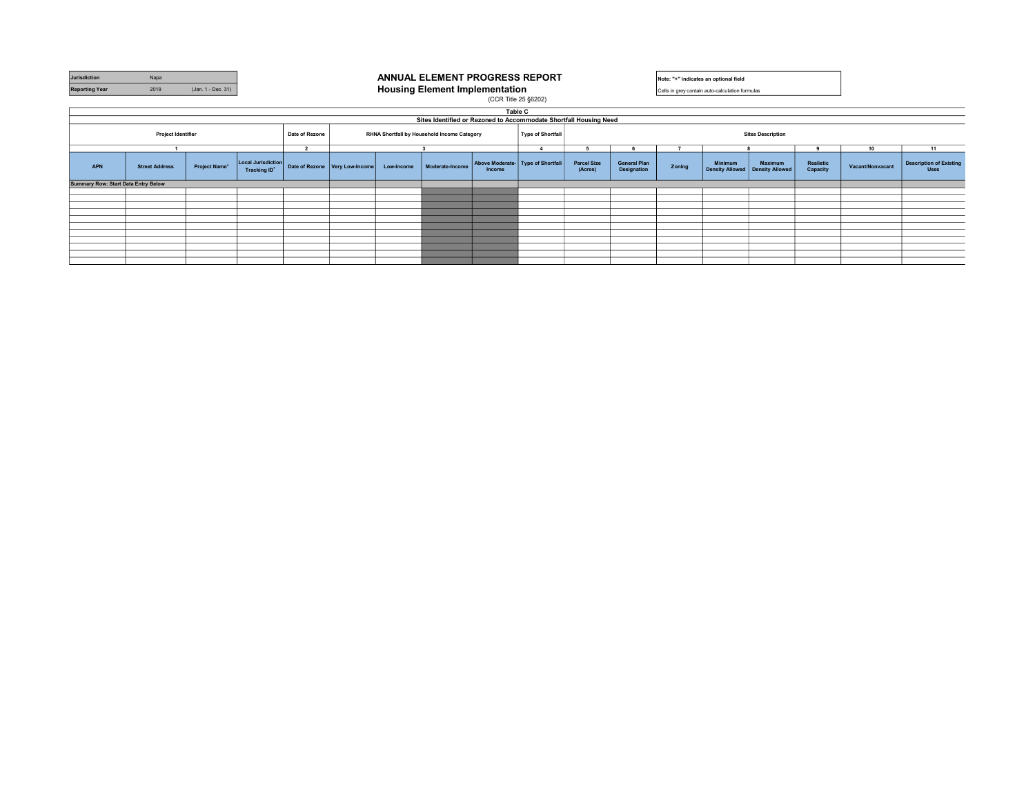| Jurisdiction | Napa | |
|---|---|---|
| Reporting Year | 2019 | (Jan. 1 - Dec. 31) |

# ANNUAL ELEMENT PROGRESS REPORT
## Housing Element Implementation
(CCR Title 25 §6202)

Note: "+" indicates an optional field

Cells in grey contain auto-calculation formulas

| Table C | | | | | | | | | | | | | | | | | |
|---|---|---|---|---|---|---|---|---|---|---|---|---|---|---|---|---|---|
| Sites Identified or Rezoned to Accommodate Shortfall Housing Need | | | | | | | | | | | | | | | | | |
| Project Identifier | | | | Date of Rezone | RHNA Shortfall by Household Income Category | | | | Type of Shortfall | Sites Description | | | | | | | |
| 1 | | | | 2 | 3 | | | | 4 | 5 | 6 | 7 | 8 | | 9 | 10 | 11 |
| APN | Street Address | Project Name+ | Local Jurisdiction Tracking ID+ | Date of Rezone | Very Low-Income | Low-Income | Moderate-Income | Above Moderate-Income | Type of Shortfall | Parcel Size (Acres) | General Plan Designation | Zoning | Minimum Density Allowed | Maximum Density Allowed | Realistic Capacity | Vacant/Nonvacant | Description of Existing Uses |
| Summary Row: Start Data Entry Below | | | | | | | | | | | | | | | | | |
| | | | | | | | | | | | | | | | | | |
| | | | | | | | | | | | | | | | | | |
| | | | | | | | | | | | | | | | | | |
| | | | | | | | | | | | | | | | | | |
| | | | | | | | | | | | | | | | | | |
| | | | | | | | | | | | | | | | | | |
| | | | | | | | | | | | | | | | | | |
| | | | | | | | | | | | | | | | | | |
| | | | | | | | | | | | | | | | | | |
| | | | | | | | | | | | | | | | | | |
| | | | | | | | | | | | | | | | | | |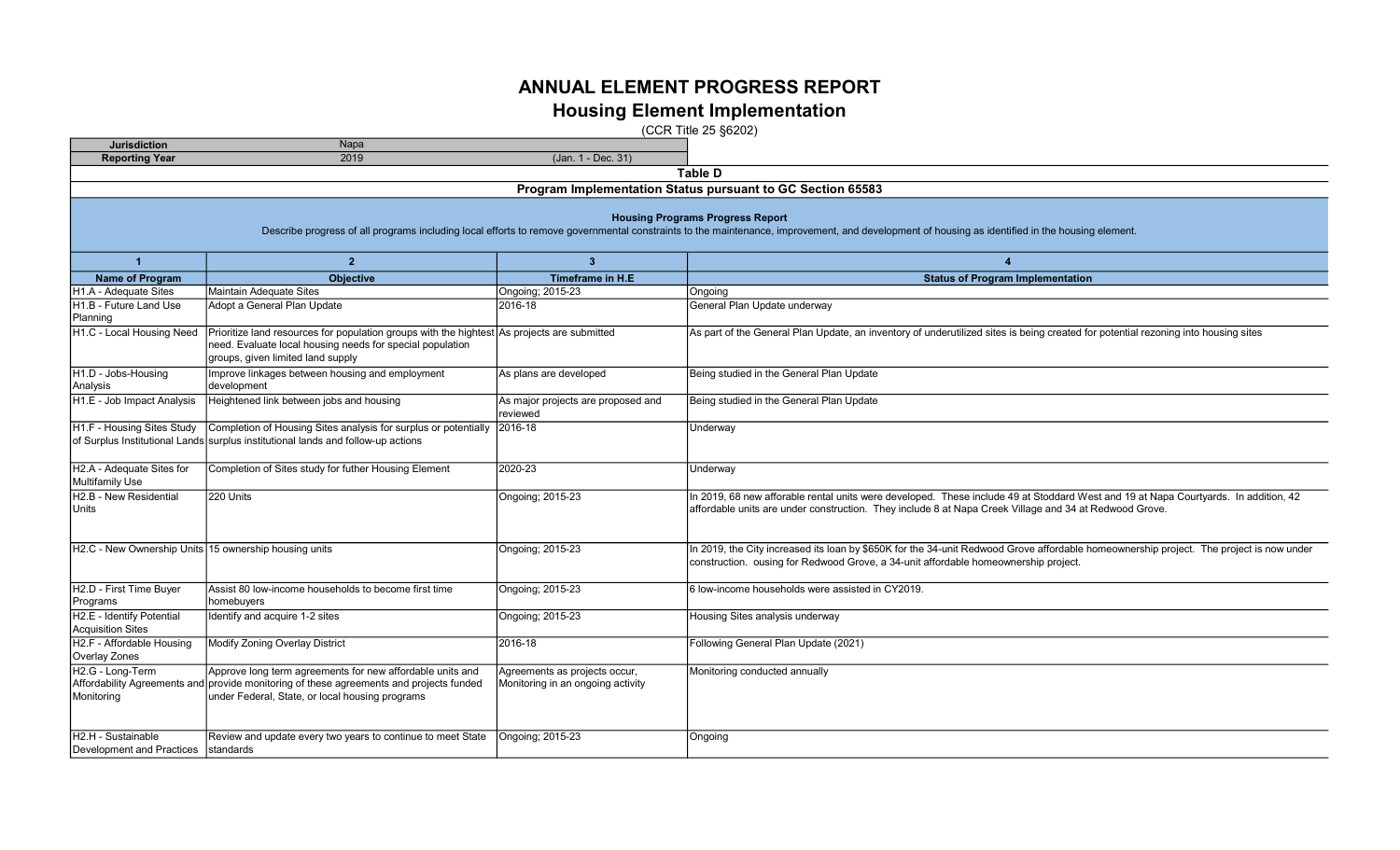# ANNUAL ELEMENT PROGRESS REPORT

## Housing Element Implementation

(CCR Title 25 §6202)

| Jurisdiction | Napa | |
|---|---|---|
| Reporting Year | 2019 | (Jan. 1 - Dec. 31) |

### Table D

### Program Implementation Status pursuant to GC Section 65583

**Housing Programs Progress Report**

Describe progress of all programs including local efforts to remove governmental constraints to the maintenance, improvement, and development of housing as identified in the housing element.

| 1 | 2 | 3 | 4 |
|---|---|---|---|
| **Name of Program** | **Objective** | **Timeframe in H.E** | **Status of Program Implementation** |
| H1.A - Adequate Sites | Maintain Adequate Sites | Ongoing; 2015-23 | Ongoing |
| H1.B - Future Land Use Planning | Adopt a General Plan Update | 2016-18 | General Plan Update underway |
| H1.C - Local Housing Need | Prioritize land resources for population groups with the hightest need. Evaluate local housing needs for special population groups, given limited land supply | As projects are submitted | As part of the General Plan Update, an inventory of underutilized sites is being created for potential rezoning into housing sites |
| H1.D - Jobs-Housing Analysis | Improve linkages between housing and employment development | As plans are developed | Being studied in the General Plan Update |
| H1.E - Job Impact Analysis | Heightened link between jobs and housing | As major projects are proposed and reviewed | Being studied in the General Plan Update |
| H1.F - Housing Sites Study of Surplus Institutional Lands | Completion of Housing Sites analysis for surplus or potentially surplus institutional lands and follow-up actions | 2016-18 | Underway |
| H2.A - Adequate Sites for Multifamily Use | Completion of Sites study for futher Housing Element | 2020-23 | Underway |
| H2.B - New Residential Units | 220 Units | Ongoing; 2015-23 | In 2019, 68 new afforable rental units were developed. These include 49 at Stoddard West and 19 at Napa Courtyards. In addition, 42 affordable units are under construction. They include 8 at Napa Creek Village and 34 at Redwood Grove. |
| H2.C - New Ownership Units | 15 ownership housing units | Ongoing; 2015-23 | In 2019, the City increased its loan by $650K for the 34-unit Redwood Grove affordable homeownership project. The project is now under construction. ousing for Redwood Grove, a 34-unit affordable homeownership project. |
| H2.D - First Time Buyer Programs | Assist 80 low-income households to become first time homebuyers | Ongoing; 2015-23 | 6 low-income households were assisted in CY2019. |
| H2.E - Identify Potential Acquisition Sites | Identify and acquire 1-2 sites | Ongoing; 2015-23 | Housing Sites analysis underway |
| H2.F - Affordable Housing Overlay Zones | Modify Zoning Overlay District | 2016-18 | Following General Plan Update (2021) |
| H2.G - Long-Term Affordability Agreements and Monitoring | Approve long term agreements for new affordable units and provide monitoring of these agreements and projects funded under Federal, State, or local housing programs | Agreements as projects occur, Monitoring in an ongoing activity | Monitoring conducted annually |
| H2.H - Sustainable Development and Practices | Review and update every two years to continue to meet State standards | Ongoing; 2015-23 | Ongoing |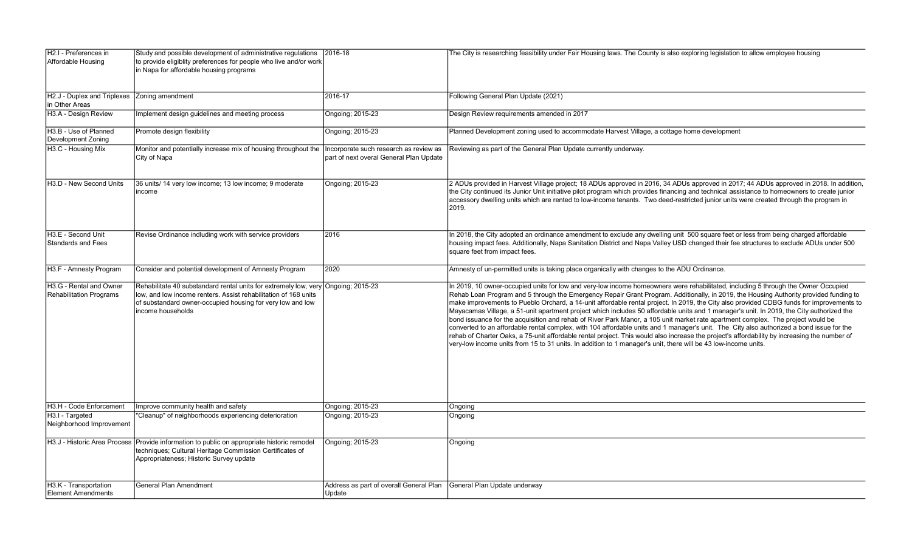| | | | |
|---|---|---|---|
| H2.I - Preferences in Affordable Housing | Study and possible development of administrative regulations to provide eligiblity preferences for people who live and/or work in Napa for affordable housing programs | 2016-18 | The City is researching feasibility under Fair Housing laws. The County is also exploring legislation to allow employee housing |
| H2.J - Duplex and Triplexes in Other Areas | Zoning amendment | 2016-17 | Following General Plan Update (2021) |
| H3.A - Design Review | Implement design guidelines and meeting process | Ongoing; 2015-23 | Design Review requirements amended in 2017 |
| H3.B - Use of Planned Development Zoning | Promote design flexibility | Ongoing; 2015-23 | Planned Development zoning used to accommodate Harvest Village, a cottage home development |
| H3.C - Housing Mix | Monitor and potentially increase mix of housing throughout the City of Napa | Incorporate such research as review as part of next overal General Plan Update | Reviewing as part of the General Plan Update currently underway. |
| H3.D - New Second Units | 36 units/ 14 very low income; 13 low income; 9 moderate income | Ongoing; 2015-23 | 2 ADUs provided in Harvest Village project; 18 ADUs approved in 2016, 34 ADUs approved in 2017; 44 ADUs approved in 2018. In addition, the City continued its Junior Unit initiative pilot program which provides financing and technical assistance to homeowners to create junior accessory dwelling units which are rented to low-income tenants. Two deed-restricted junior units were created through the program in 2019. |
| H3.E - Second Unit Standards and Fees | Revise Ordinance indluding work with service providers | 2016 | In 2018, the City adopted an ordinance amendment to exclude any dwelling unit 500 square feet or less from being charged affordable housing impact fees. Additionally, Napa Sanitation District and Napa Valley USD changed their fee structures to exclude ADUs under 500 square feet from impact fees. |
| H3.F - Amnesty Program | Consider and potential development of Amnesty Program | 2020 | Amnesty of un-permitted units is taking place organically with changes to the ADU Ordinance. |
| H3.G - Rental and Owner Rehabilitation Programs | Rehabilitate 40 substandard rental units for extremely low, very low, and low income renters. Assist rehabilitation of 168 units of substandard owner-occupied housing for very low and low income households | Ongoing; 2015-23 | In 2019, 10 owner-occupied units for low and very-low income homeowners were rehabilitated, including 5 through the Owner Occupied Rehab Loan Program and 5 through the Emergency Repair Grant Program. Additionally, in 2019, the Housing Authority provided funding to make improvements to Pueblo Orchard, a 14-unit affordable rental project. In 2019, the City also provided CDBG funds for improvements to Mayacamas Village, a 51-unit apartment project which includes 50 affordable units and 1 manager's unit. In 2019, the City authorized the bond issuance for the acquisition and rehab of River Park Manor, a 105 unit market rate apartment complex. The project would be converted to an affordable rental complex, with 104 affordable units and 1 manager's unit. The City also authorized a bond issue for the rehab of Charter Oaks, a 75-unit affordable rental project. This would also increase the project's affordability by increasing the number of very-low income units from 15 to 31 units. In addition to 1 manager's unit, there will be 43 low-income units. |
| H3.H - Code Enforcement | Improve community health and safety | Ongoing; 2015-23 | Ongoing |
| H3.I - Targeted Neighborhood Improvement | "Cleanup" of neighborhoods experiencing deterioration | Ongoing; 2015-23 | Ongoing |
| H3.J - Historic Area Process | Provide information to public on appropriate historic remodel techniques; Cultural Heritage Commission Certificates of Appropriateness; Historic Survey update | Ongoing; 2015-23 | Ongoing |
| H3.K - Transportation Element Amendments | General Plan Amendment | Address as part of overall General Plan Update | General Plan Update underway |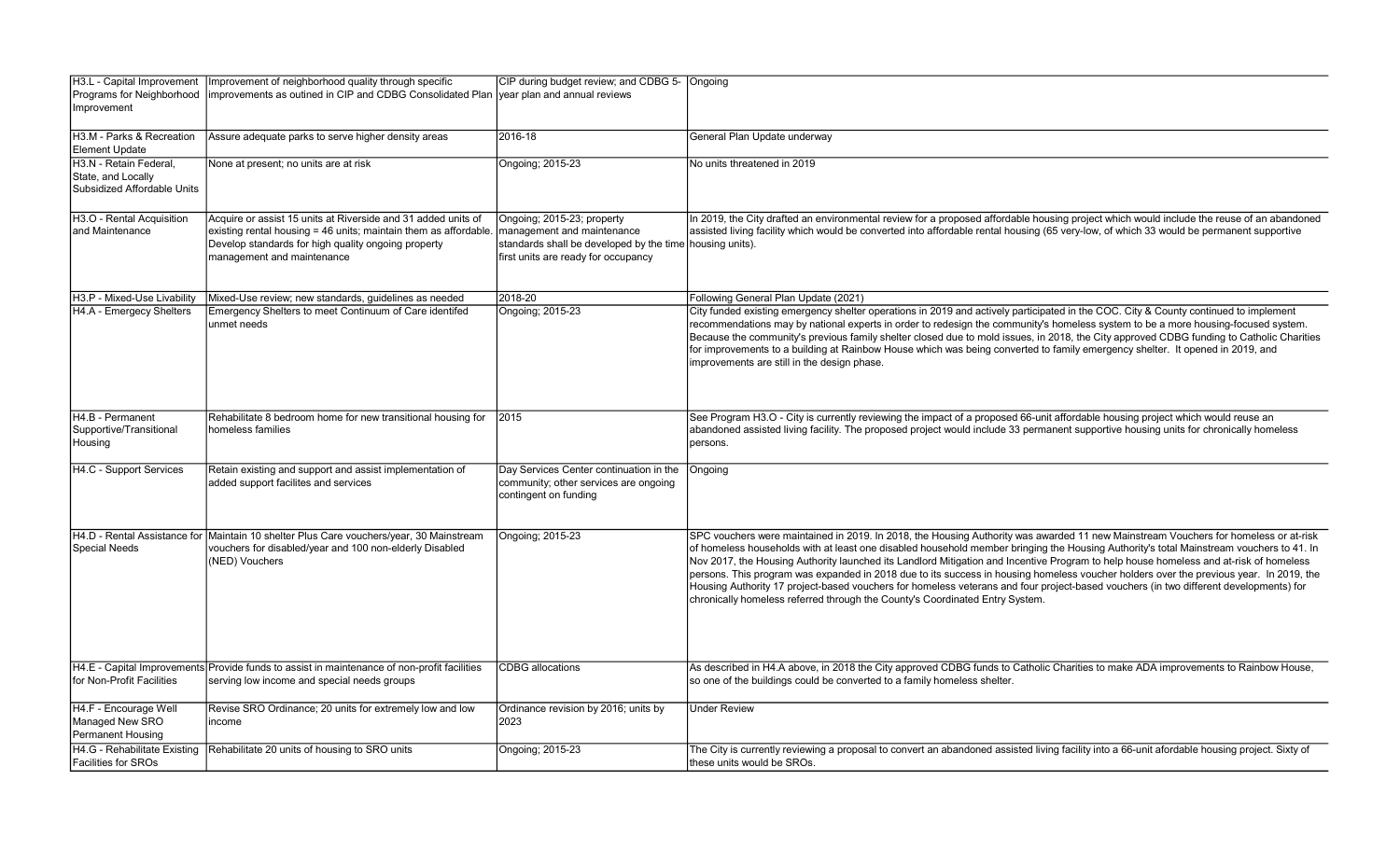| | | | |
|---|---|---|---|
| H3.L - Capital Improvement Programs for Neighborhood Improvement | Improvement of neighborhood quality through specific improvements as outined in CIP and CDBG Consolidated Plan | CIP during budget review; and CDBG 5-year plan and annual reviews | Ongoing |
| H3.M - Parks & Recreation Element Update | Assure adequate parks to serve higher density areas | 2016-18 | General Plan Update underway |
| H3.N - Retain Federal, State, and Locally Subsidized Affordable Units | None at present; no units are at risk | Ongoing; 2015-23 | No units threatened in 2019 |
| H3.O - Rental Acquisition and Maintenance | Acquire or assist 15 units at Riverside and 31 added units of existing rental housing = 46 units; maintain them as affordable. Develop standards for high quality ongoing property management and maintenance | Ongoing; 2015-23; property management and maintenance standards shall be developed by the time first units are ready for occupancy | In 2019, the City drafted an environmental review for a proposed affordable housing project which would include the reuse of an abandoned assisted living facility which would be converted into affordable rental housing (65 very-low, of which 33 would be permanent supportive housing units). |
| H3.P - Mixed-Use Livability | Mixed-Use review; new standards, guidelines as needed | 2018-20 | Following General Plan Update (2021) |
| H4.A - Emergecy Shelters | Emergency Shelters to meet Continuum of Care identifed unmet needs | Ongoing; 2015-23 | City funded existing emergency shelter operations in 2019 and actively participated in the COC. City & County continued to implement recommendations may by national experts in order to redesign the community's homeless system to be a more housing-focused system. Because the community's previous family shelter closed due to mold issues, in 2018, the City approved CDBG funding to Catholic Charities for improvements to a building at Rainbow House which was being converted to family emergency shelter. It opened in 2019, and improvements are still in the design phase. |
| H4.B - Permanent Supportive/Transitional Housing | Rehabilitate 8 bedroom home for new transitional housing for homeless families | 2015 | See Program H3.O - City is currently reviewing the impact of a proposed 66-unit affordable housing project which would reuse an abandoned assisted living facility. The proposed project would include 33 permanent supportive housing units for chronically homeless persons. |
| H4.C - Support Services | Retain existing and support and assist implementation of added support facilites and services | Day Services Center continuation in the community; other services are ongoing contingent on funding | Ongoing |
| H4.D - Rental Assistance for Special Needs | Maintain 10 shelter Plus Care vouchers/year, 30 Mainstream vouchers for disabled/year and 100 non-elderly Disabled (NED) Vouchers | Ongoing; 2015-23 | SPC vouchers were maintained in 2019. In 2018, the Housing Authority was awarded 11 new Mainstream Vouchers for homeless or at-risk of homeless households with at least one disabled household member bringing the Housing Authority's total Mainstream vouchers to 41. In Nov 2017, the Housing Authority launched its Landlord Mitigation and Incentive Program to help house homeless and at-risk of homeless persons. This program was expanded in 2018 due to its success in housing homeless voucher holders over the previous year. In 2019, the Housing Authority 17 project-based vouchers for homeless veterans and four project-based vouchers (in two different developments) for chronically homeless referred through the County's Coordinated Entry System. |
| H4.E - Capital Improvements for Non-Profit Facilities | Provide funds to assist in maintenance of non-profit facilities serving low income and special needs groups | CDBG allocations | As described in H4.A above, in 2018 the City approved CDBG funds to Catholic Charities to make ADA improvements to Rainbow House, so one of the buildings could be converted to a family homeless shelter. |
| H4.F - Encourage Well Managed New SRO Permanent Housing | Revise SRO Ordinance; 20 units for extremely low and low income | Ordinance revision by 2016; units by 2023 | Under Review |
| H4.G - Rehabilitate Existing Facilities for SROs | Rehabilitate 20 units of housing to SRO units | Ongoing; 2015-23 | The City is currently reviewing a proposal to convert an abandoned assisted living facility into a 66-unit afordable housing project. Sixty of these units would be SROs. |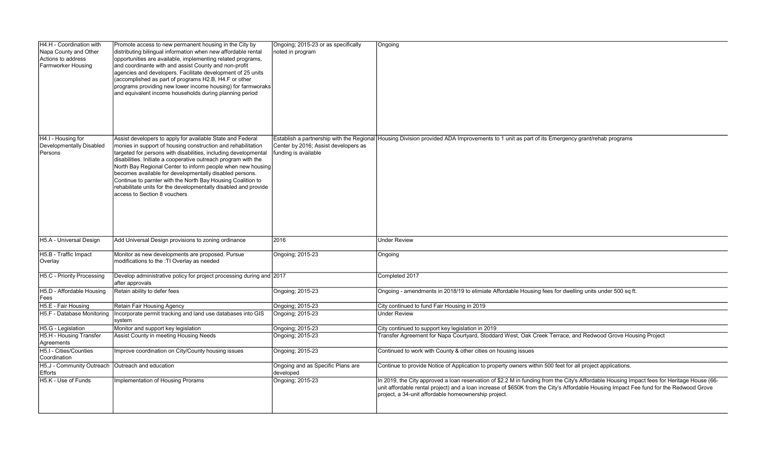| | | | |
|---|---|---|---|
| H4.H - Coordination with Napa County and Other Actions to address Farmworker Housing | Promote access to new permanent housing in the City by distributing bilingual information when new affordable rental opportunities are available, implementing related programs, and coordinate with and assist County and non-profit agencies and developers. Facilitate development of 25 units (accomplished as part of programs H2.B, H4.F or other programs providing new lower income housing) for farmworaks and equivalent income households during planning period | Ongoing; 2015-23 or as specifically noted in program | Ongoing |
| H4.I - Housing for Developmentally Disabled Persons | Assist developers to apply for available State and Federal monies in support of housing construction and rehabilitation targeted for persons with disabilities, including developmental disabilities. Initiate a cooperative outreach program with the North Bay Regional Center to inform people when new housing becomes available for developmentally disabled persons. Continue to parnter with the North Bay Housing Coalition to rehabilitate units for the developmentally disabled and provide access to Section 8 vouchers | Establish a partnership with the Regional Center by 2016; Assist developers as funding is available | Housing Division provided ADA Improvements to 1 unit as part of its Emergency grant/rehab programs |
| H5.A - Universal Design | Add Universal Design provisions to zoning ordinance | 2016 | Under Review |
| H5.B - Traffic Impact Overlay | Monitor as new developments are proposed. Pursue modifications to the :TI Overlay as needed | Ongoing; 2015-23 | Ongoing |
| H5.C - Priority Processing | Develop administrative policy for project processing during and after approvals | 2017 | Completed 2017 |
| H5.D - Affordable Housing Fees | Retain ability to defer fees | Ongoing; 2015-23 | Ongoing - amendments in 2018/19 to elimiate Affordable Housing fees for dwelling units under 500 sq ft. |
| H5.E - Fair Housing | Retain Fair Housing Agency | Ongoing; 2015-23 | City continued to fund Fair Housing in 2019 |
| H5.F - Database Monitoring | Incorporate permit tracking and land use databases into GIS system | Ongoing; 2015-23 | Under Review |
| H5.G - Legislation | Monitor and support key legislation | Ongoing; 2015-23 | City continued to support key legislation in 2019 |
| H5.H - Housing Transfer Agreements | Assist County in meeting Housing Needs | Ongoing; 2015-23 | Transfer Agreement for Napa Courtyard, Stoddard West, Oak Creek Terrace, and Redwood Grove Housing Project |
| H5.I - Cities/Counties Coordination | Improve coordination on City/County housing issues | Ongoing; 2015-23 | Continued to work with County & other cities on housing issues |
| H5.J - Community Outreach Efforts | Outreach and education | Ongoing and as Specific Plans are developed | Continue to provide Notice of Application to property owners within 500 feet for all project applications. |
| H5.K - Use of Funds | Implementation of Housing Prorams | Ongoing; 2015-23 | In 2019, the City approved a loan reservation of $2.2 M in funding from the City's Affordable Housing Impact fees for Heritage House (66-unit affordable rental project) and a loan increase of $650K from the City's Affordable Housing Impact Fee fund for the Redwood Grove project, a 34-unit affordable homeownership project. |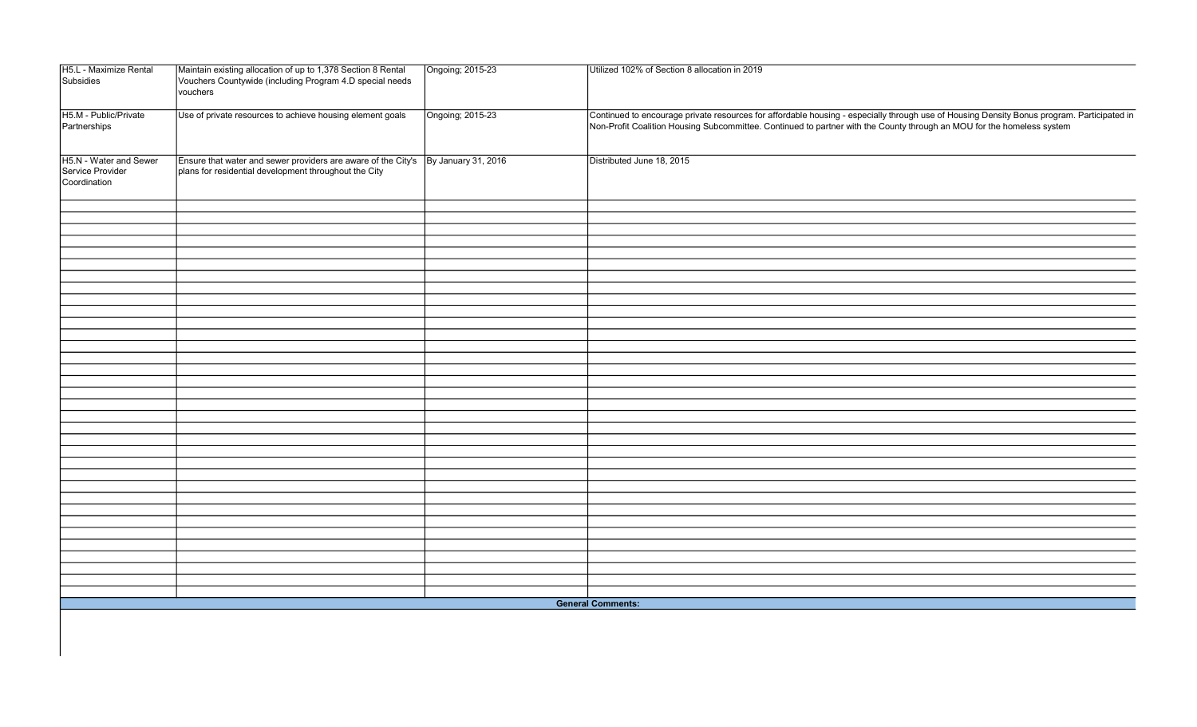| | | | |
|---|---|---|---|
| H5.L - Maximize Rental Subsidies | Maintain existing allocation of up to 1,378 Section 8 Rental Vouchers Countywide (including Program 4.D special needs vouchers | Ongoing; 2015-23 | Utilized 102% of Section 8 allocation in 2019 |
| H5.M - Public/Private Partnerships | Use of private resources to achieve housing element goals | Ongoing; 2015-23 | Continued to encourage private resources for affordable housing - especially through use of Housing Density Bonus program. Participated in Non-Profit Coalition Housing Subcommittee. Continued to partner with the County through an MOU for the homeless system |
| H5.N - Water and Sewer Service Provider Coordination | Ensure that water and sewer providers are aware of the City's plans for residential development throughout the City | By January 31, 2016 | Distributed June 18, 2015 |

**General Comments:**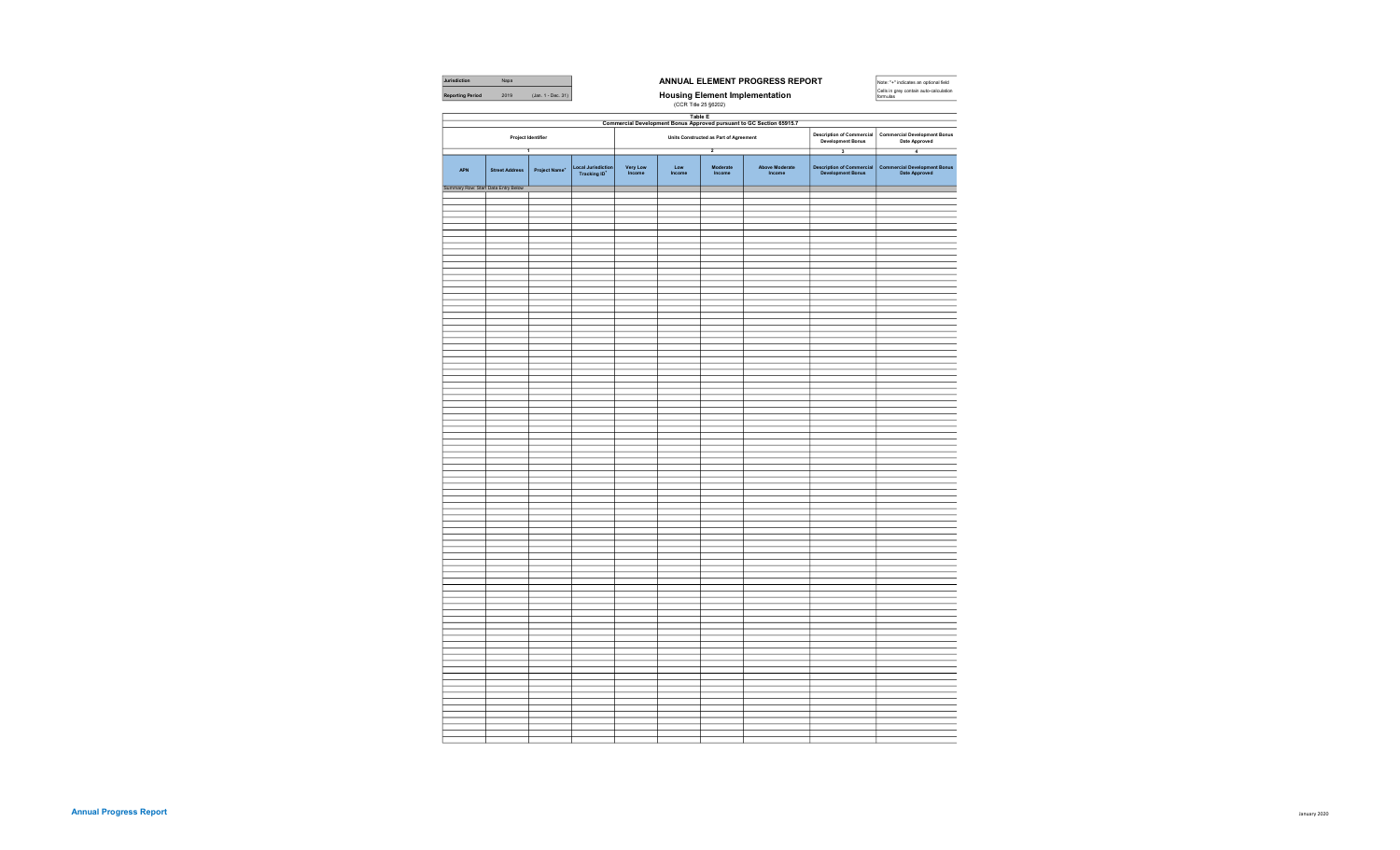| Jurisdiction | Napa | |
|---|---|---|
| Reporting Period | 2019 | (Jan. 1 - Dec. 31) |

# ANNUAL ELEMENT PROGRESS REPORT

## Housing Element Implementation

(CCR Title 25 §6202)

Note: "+" indicates an optional field

Cells in grey contain auto-calculation formulas

### Table E

### Commercial Development Bonus Approved pursuant to GC Section 65915.7

| Project Identifier | | | | Units Constructed as Part of Agreement | | | | Description of Commercial Development Bonus | Commercial Development Bonus Date Approved |
|---|---|---|---|---|---|---|---|---|---|
| 1 | | | | 2 | | | | 3 | 4 |
| APN | Street Address | Project Name+ | Local Jurisdiction Tracking ID+ | Very Low Income | Low Income | Moderate Income | Above Moderate Income | Description of Commercial Development Bonus | Commercial Development Bonus Date Approved |
| Summary Row: Start Data Entry Below | | | | | | | | | |
| | | | | | | | | | |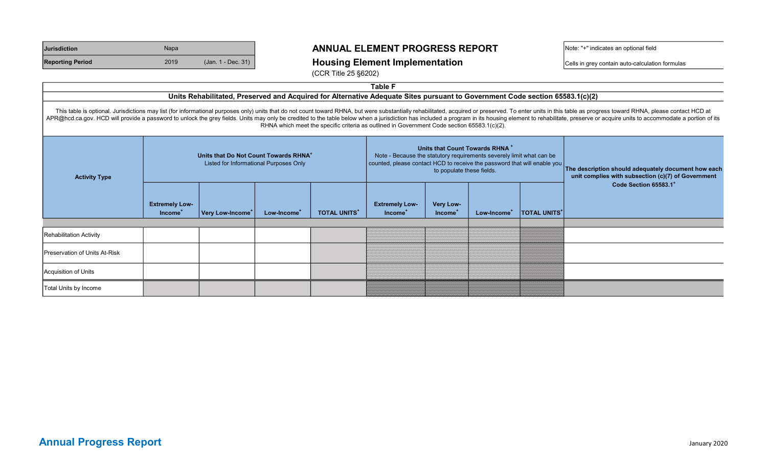| Jurisdiction | Napa | |
|---|---|---|
| Reporting Period | 2019 | (Jan. 1 - Dec. 31) |

# ANNUAL ELEMENT PROGRESS REPORT

## Housing Element Implementation

(CCR Title 25 §6202)

Note: "+" indicates an optional field

Cells in grey contain auto-calculation formulas

### Table F

### Units Rehabilitated, Preserved and Acquired for Alternative Adequate Sites pursuant to Government Code section 65583.1(c)(2)

This table is optional. Jurisdictions may list (for informational purposes only) units that do not count toward RHNA, but were substantially rehabilitated, acquired or preserved. To enter units in this table as progress toward RHNA, please contact HCD at APR@hcd.ca.gov. HCD will provide a password to unlock the grey fields. Units may only be credited to the table below when a jurisdiction has included a program in its housing element to rehabilitate, preserve or acquire units to accommodate a portion of its RHNA which meet the specific criteria as outlined in Government Code section 65583.1(c)(2).

| Activity Type | Units that Do Not Count Towards RHNA+ Listed for Informational Purposes Only | | | | Units that Count Towards RHNA + Note - Because the statutory requirements severely limit what can be counted, please contact HCD to receive the password that will enable you to populate these fields. | | | | The description should adequately document how each unit complies with subsection (c)(7) of Government Code Section 65583.1+ |
|---|---|---|---|---|---|---|---|---|---|
| | Extremely Low-Income+ | Very Low-Income+ | Low-Income+ | TOTAL UNITS+ | Extremely Low-Income+ | Very Low-Income+ | Low-Income+ | TOTAL UNITS+ | |
| Rehabilitation Activity | | | | | | | | | |
| Preservation of Units At-Risk | | | | | | | | | |
| Acquisition of Units | | | | | | | | | |
| Total Units by Income | | | | | | | | | |

**Annual Progress Report**

January 2020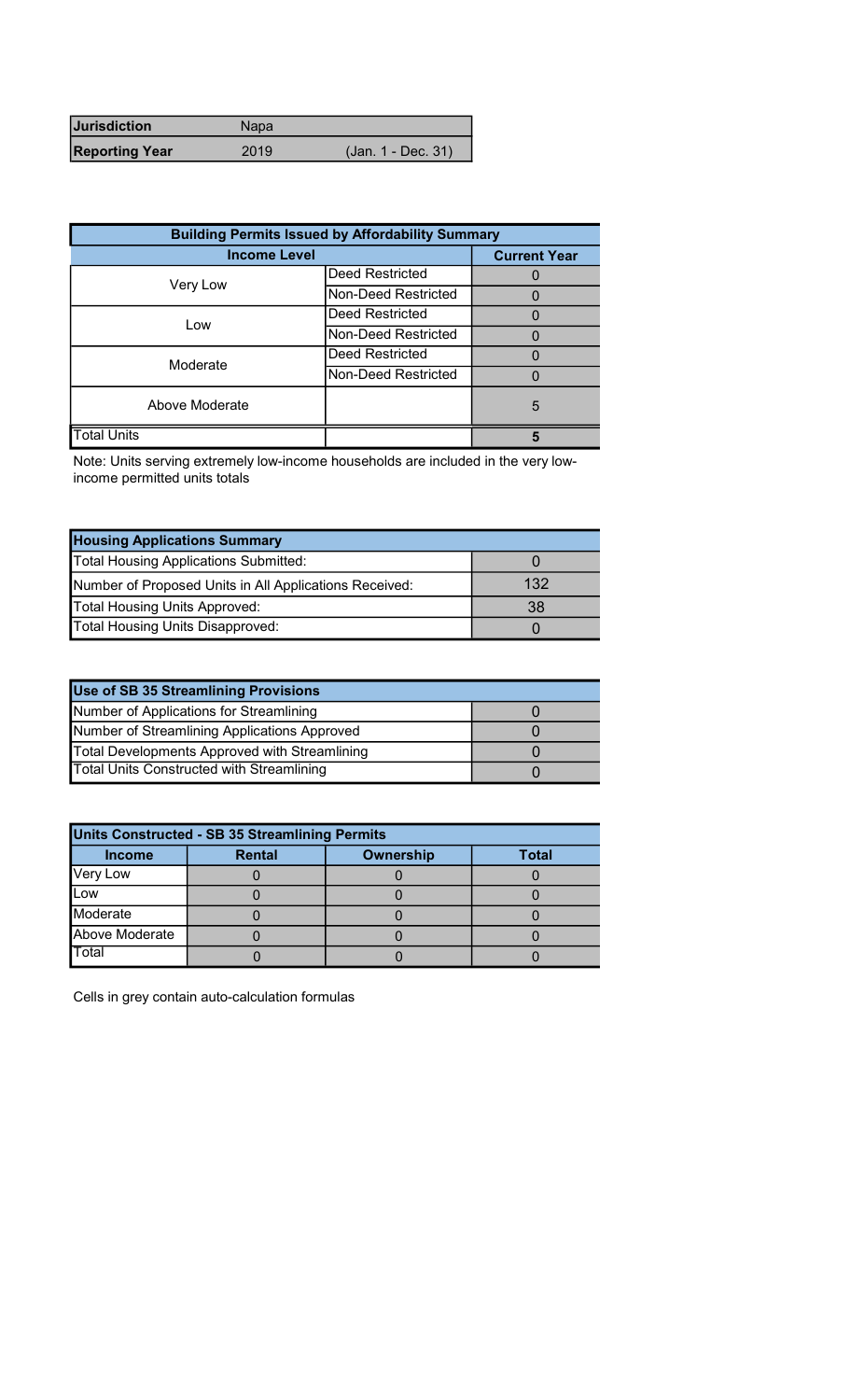| | | |
|---|---|---|
| **Jurisdiction** | Napa | |
| **Reporting Year** | 2019 | (Jan. 1 - Dec. 31) |

| **Building Permits Issued by Affordability Summary** | | |
|---|---|---|
| **Income Level** | | **Current Year** |
| Very Low | Deed Restricted | 0 |
| | Non-Deed Restricted | 0 |
| Low | Deed Restricted | 0 |
| | Non-Deed Restricted | 0 |
| Moderate | Deed Restricted | 0 |
| | Non-Deed Restricted | 0 |
| Above Moderate | | 5 |
| Total Units | | **5** |

Note: Units serving extremely low-income households are included in the very low-income permitted units totals

| **Housing Applications Summary** | |
|---|---|
| Total Housing Applications Submitted: | 0 |
| Number of Proposed Units in All Applications Received: | 132 |
| Total Housing Units Approved: | 38 |
| Total Housing Units Disapproved: | 0 |

| **Use of SB 35 Streamlining Provisions** | |
|---|---|
| Number of Applications for Streamlining | 0 |
| Number of Streamlining Applications Approved | 0 |
| Total Developments Approved with Streamlining | 0 |
| Total Units Constructed with Streamlining | 0 |

| **Units Constructed - SB 35 Streamlining Permits** | | | |
|---|---|---|---|
| **Income** | **Rental** | **Ownership** | **Total** |
| Very Low | 0 | 0 | 0 |
| Low | 0 | 0 | 0 |
| Moderate | 0 | 0 | 0 |
| Above Moderate | 0 | 0 | 0 |
| Total | 0 | 0 | 0 |

Cells in grey contain auto-calculation formulas